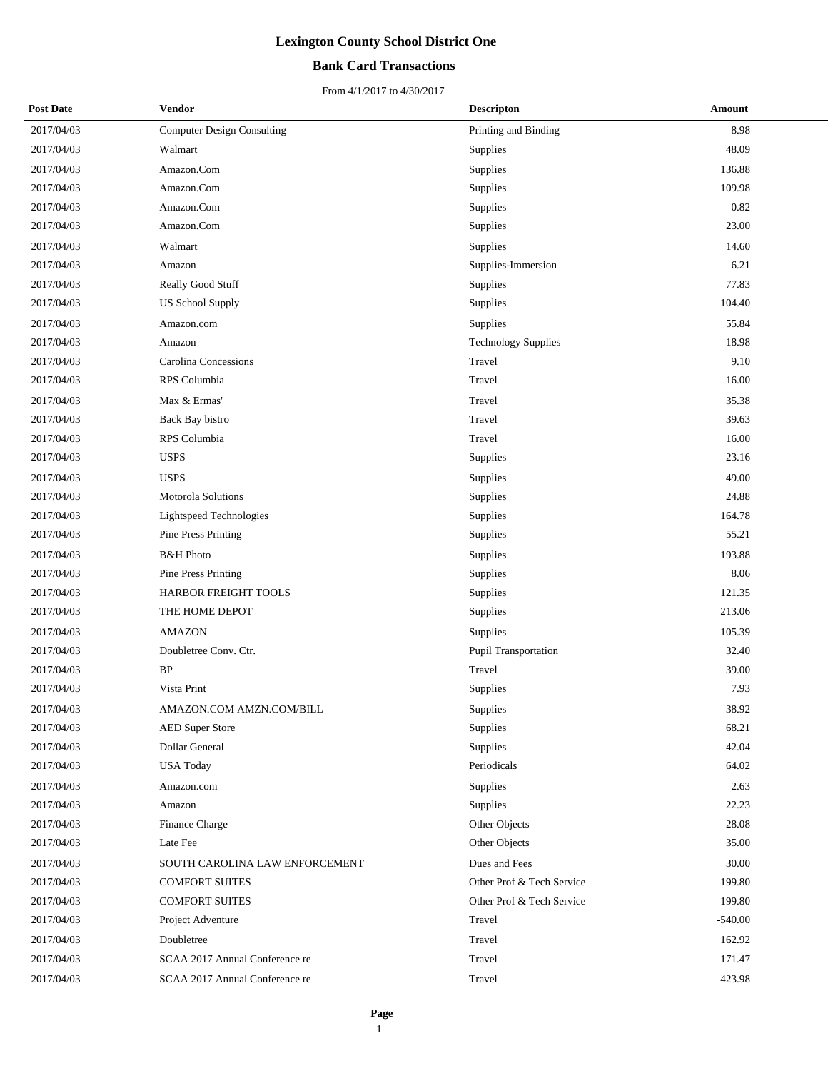# Lexington County School District One

## Bank Card Transactions

From 4/1/2017 to 4/30/2017

| Post Date | Vendor | Descripton | Amount |
|---|---|---|---|
| 2017/04/03 | Computer Design Consulting | Printing and Binding | 8.98 |
| 2017/04/03 | Walmart | Supplies | 48.09 |
| 2017/04/03 | Amazon.Com | Supplies | 136.88 |
| 2017/04/03 | Amazon.Com | Supplies | 109.98 |
| 2017/04/03 | Amazon.Com | Supplies | 0.82 |
| 2017/04/03 | Amazon.Com | Supplies | 23.00 |
| 2017/04/03 | Walmart | Supplies | 14.60 |
| 2017/04/03 | Amazon | Supplies-Immersion | 6.21 |
| 2017/04/03 | Really Good Stuff | Supplies | 77.83 |
| 2017/04/03 | US School Supply | Supplies | 104.40 |
| 2017/04/03 | Amazon.com | Supplies | 55.84 |
| 2017/04/03 | Amazon | Technology Supplies | 18.98 |
| 2017/04/03 | Carolina Concessions | Travel | 9.10 |
| 2017/04/03 | RPS Columbia | Travel | 16.00 |
| 2017/04/03 | Max & Ermas' | Travel | 35.38 |
| 2017/04/03 | Back Bay bistro | Travel | 39.63 |
| 2017/04/03 | RPS Columbia | Travel | 16.00 |
| 2017/04/03 | USPS | Supplies | 23.16 |
| 2017/04/03 | USPS | Supplies | 49.00 |
| 2017/04/03 | Motorola Solutions | Supplies | 24.88 |
| 2017/04/03 | Lightspeed Technologies | Supplies | 164.78 |
| 2017/04/03 | Pine Press Printing | Supplies | 55.21 |
| 2017/04/03 | B&H Photo | Supplies | 193.88 |
| 2017/04/03 | Pine Press Printing | Supplies | 8.06 |
| 2017/04/03 | HARBOR FREIGHT TOOLS | Supplies | 121.35 |
| 2017/04/03 | THE HOME DEPOT | Supplies | 213.06 |
| 2017/04/03 | AMAZON | Supplies | 105.39 |
| 2017/04/03 | Doubletree Conv. Ctr. | Pupil Transportation | 32.40 |
| 2017/04/03 | BP | Travel | 39.00 |
| 2017/04/03 | Vista Print | Supplies | 7.93 |
| 2017/04/03 | AMAZON.COM AMZN.COM/BILL | Supplies | 38.92 |
| 2017/04/03 | AED Super Store | Supplies | 68.21 |
| 2017/04/03 | Dollar General | Supplies | 42.04 |
| 2017/04/03 | USA Today | Periodicals | 64.02 |
| 2017/04/03 | Amazon.com | Supplies | 2.63 |
| 2017/04/03 | Amazon | Supplies | 22.23 |
| 2017/04/03 | Finance Charge | Other Objects | 28.08 |
| 2017/04/03 | Late Fee | Other Objects | 35.00 |
| 2017/04/03 | SOUTH CAROLINA LAW ENFORCEMENT | Dues and Fees | 30.00 |
| 2017/04/03 | COMFORT SUITES | Other Prof & Tech Service | 199.80 |
| 2017/04/03 | COMFORT SUITES | Other Prof & Tech Service | 199.80 |
| 2017/04/03 | Project Adventure | Travel | -540.00 |
| 2017/04/03 | Doubletree | Travel | 162.92 |
| 2017/04/03 | SCAA 2017 Annual Conference re | Travel | 171.47 |
| 2017/04/03 | SCAA 2017 Annual Conference re | Travel | 423.98 |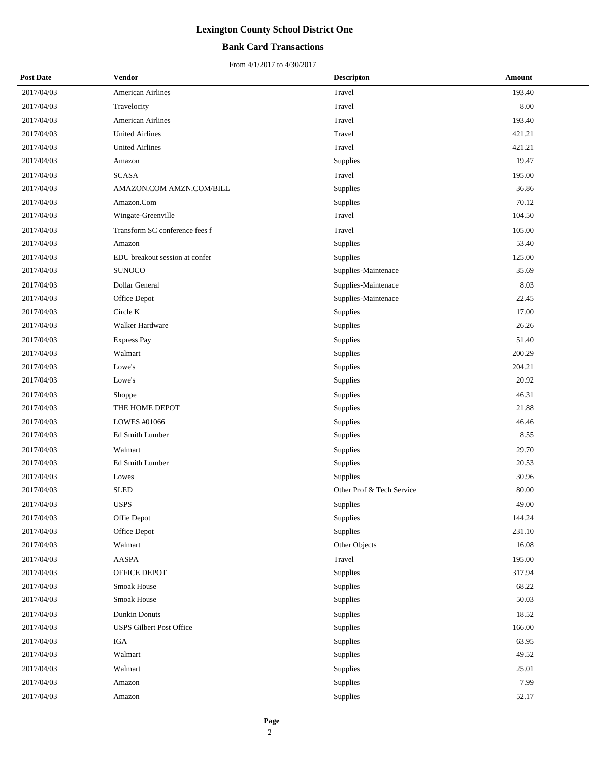# Lexington County School District One

## Bank Card Transactions

From 4/1/2017 to 4/30/2017

| Post Date | Vendor | Descripton | Amount |
|---|---|---|---|
| 2017/04/03 | American Airlines | Travel | 193.40 |
| 2017/04/03 | Travelocity | Travel | 8.00 |
| 2017/04/03 | American Airlines | Travel | 193.40 |
| 2017/04/03 | United Airlines | Travel | 421.21 |
| 2017/04/03 | United Airlines | Travel | 421.21 |
| 2017/04/03 | Amazon | Supplies | 19.47 |
| 2017/04/03 | SCASA | Travel | 195.00 |
| 2017/04/03 | AMAZON.COM AMZN.COM/BILL | Supplies | 36.86 |
| 2017/04/03 | Amazon.Com | Supplies | 70.12 |
| 2017/04/03 | Wingate-Greenville | Travel | 104.50 |
| 2017/04/03 | Transform SC conference fees f | Travel | 105.00 |
| 2017/04/03 | Amazon | Supplies | 53.40 |
| 2017/04/03 | EDU breakout session at confer | Supplies | 125.00 |
| 2017/04/03 | SUNOCO | Supplies-Maintenace | 35.69 |
| 2017/04/03 | Dollar General | Supplies-Maintenace | 8.03 |
| 2017/04/03 | Office Depot | Supplies-Maintenace | 22.45 |
| 2017/04/03 | Circle K | Supplies | 17.00 |
| 2017/04/03 | Walker Hardware | Supplies | 26.26 |
| 2017/04/03 | Express Pay | Supplies | 51.40 |
| 2017/04/03 | Walmart | Supplies | 200.29 |
| 2017/04/03 | Lowe's | Supplies | 204.21 |
| 2017/04/03 | Lowe's | Supplies | 20.92 |
| 2017/04/03 | Shoppe | Supplies | 46.31 |
| 2017/04/03 | THE HOME DEPOT | Supplies | 21.88 |
| 2017/04/03 | LOWES #01066 | Supplies | 46.46 |
| 2017/04/03 | Ed Smith Lumber | Supplies | 8.55 |
| 2017/04/03 | Walmart | Supplies | 29.70 |
| 2017/04/03 | Ed Smith Lumber | Supplies | 20.53 |
| 2017/04/03 | Lowes | Supplies | 30.96 |
| 2017/04/03 | SLED | Other Prof & Tech Service | 80.00 |
| 2017/04/03 | USPS | Supplies | 49.00 |
| 2017/04/03 | Offie Depot | Supplies | 144.24 |
| 2017/04/03 | Office Depot | Supplies | 231.10 |
| 2017/04/03 | Walmart | Other Objects | 16.08 |
| 2017/04/03 | AASPA | Travel | 195.00 |
| 2017/04/03 | OFFICE DEPOT | Supplies | 317.94 |
| 2017/04/03 | Smoak House | Supplies | 68.22 |
| 2017/04/03 | Smoak House | Supplies | 50.03 |
| 2017/04/03 | Dunkin Donuts | Supplies | 18.52 |
| 2017/04/03 | USPS Gilbert Post Office | Supplies | 166.00 |
| 2017/04/03 | IGA | Supplies | 63.95 |
| 2017/04/03 | Walmart | Supplies | 49.52 |
| 2017/04/03 | Walmart | Supplies | 25.01 |
| 2017/04/03 | Amazon | Supplies | 7.99 |
| 2017/04/03 | Amazon | Supplies | 52.17 |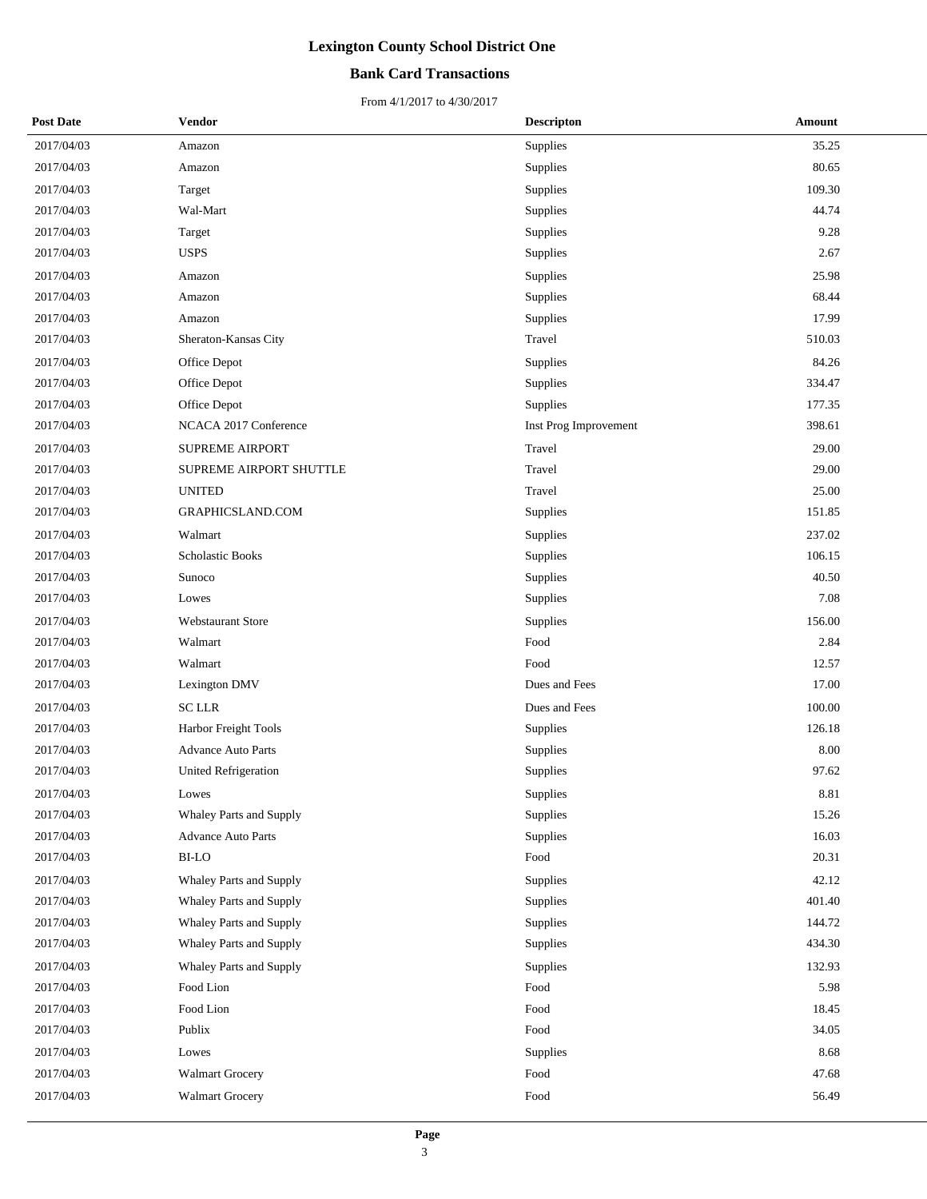# Lexington County School District One

## Bank Card Transactions

From 4/1/2017 to 4/30/2017

| Post Date | Vendor | Descripton | Amount |
|---|---|---|---|
| 2017/04/03 | Amazon | Supplies | 35.25 |
| 2017/04/03 | Amazon | Supplies | 80.65 |
| 2017/04/03 | Target | Supplies | 109.30 |
| 2017/04/03 | Wal-Mart | Supplies | 44.74 |
| 2017/04/03 | Target | Supplies | 9.28 |
| 2017/04/03 | USPS | Supplies | 2.67 |
| 2017/04/03 | Amazon | Supplies | 25.98 |
| 2017/04/03 | Amazon | Supplies | 68.44 |
| 2017/04/03 | Amazon | Supplies | 17.99 |
| 2017/04/03 | Sheraton-Kansas City | Travel | 510.03 |
| 2017/04/03 | Office Depot | Supplies | 84.26 |
| 2017/04/03 | Office Depot | Supplies | 334.47 |
| 2017/04/03 | Office Depot | Supplies | 177.35 |
| 2017/04/03 | NCACA 2017 Conference | Inst Prog Improvement | 398.61 |
| 2017/04/03 | SUPREME AIRPORT | Travel | 29.00 |
| 2017/04/03 | SUPREME AIRPORT SHUTTLE | Travel | 29.00 |
| 2017/04/03 | UNITED | Travel | 25.00 |
| 2017/04/03 | GRAPHICSLAND.COM | Supplies | 151.85 |
| 2017/04/03 | Walmart | Supplies | 237.02 |
| 2017/04/03 | Scholastic Books | Supplies | 106.15 |
| 2017/04/03 | Sunoco | Supplies | 40.50 |
| 2017/04/03 | Lowes | Supplies | 7.08 |
| 2017/04/03 | Webstaurant Store | Supplies | 156.00 |
| 2017/04/03 | Walmart | Food | 2.84 |
| 2017/04/03 | Walmart | Food | 12.57 |
| 2017/04/03 | Lexington DMV | Dues and Fees | 17.00 |
| 2017/04/03 | SC LLR | Dues and Fees | 100.00 |
| 2017/04/03 | Harbor Freight Tools | Supplies | 126.18 |
| 2017/04/03 | Advance Auto Parts | Supplies | 8.00 |
| 2017/04/03 | United Refrigeration | Supplies | 97.62 |
| 2017/04/03 | Lowes | Supplies | 8.81 |
| 2017/04/03 | Whaley Parts and Supply | Supplies | 15.26 |
| 2017/04/03 | Advance Auto Parts | Supplies | 16.03 |
| 2017/04/03 | BI-LO | Food | 20.31 |
| 2017/04/03 | Whaley Parts and Supply | Supplies | 42.12 |
| 2017/04/03 | Whaley Parts and Supply | Supplies | 401.40 |
| 2017/04/03 | Whaley Parts and Supply | Supplies | 144.72 |
| 2017/04/03 | Whaley Parts and Supply | Supplies | 434.30 |
| 2017/04/03 | Whaley Parts and Supply | Supplies | 132.93 |
| 2017/04/03 | Food Lion | Food | 5.98 |
| 2017/04/03 | Food Lion | Food | 18.45 |
| 2017/04/03 | Publix | Food | 34.05 |
| 2017/04/03 | Lowes | Supplies | 8.68 |
| 2017/04/03 | Walmart Grocery | Food | 47.68 |
| 2017/04/03 | Walmart Grocery | Food | 56.49 |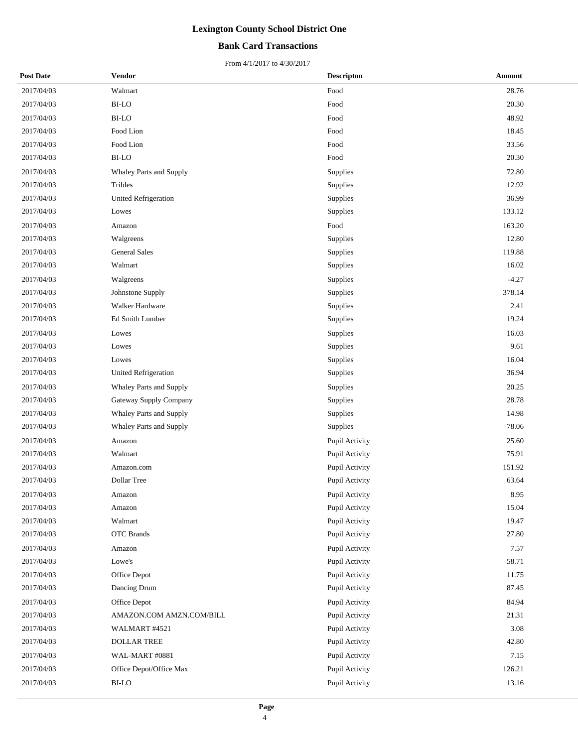# Lexington County School District One

## Bank Card Transactions

From 4/1/2017 to 4/30/2017

| Post Date | Vendor | Descripton | Amount |
|---|---|---|---|
| 2017/04/03 | Walmart | Food | 28.76 |
| 2017/04/03 | BI-LO | Food | 20.30 |
| 2017/04/03 | BI-LO | Food | 48.92 |
| 2017/04/03 | Food Lion | Food | 18.45 |
| 2017/04/03 | Food Lion | Food | 33.56 |
| 2017/04/03 | BI-LO | Food | 20.30 |
| 2017/04/03 | Whaley Parts and Supply | Supplies | 72.80 |
| 2017/04/03 | Tribles | Supplies | 12.92 |
| 2017/04/03 | United Refrigeration | Supplies | 36.99 |
| 2017/04/03 | Lowes | Supplies | 133.12 |
| 2017/04/03 | Amazon | Food | 163.20 |
| 2017/04/03 | Walgreens | Supplies | 12.80 |
| 2017/04/03 | General Sales | Supplies | 119.88 |
| 2017/04/03 | Walmart | Supplies | 16.02 |
| 2017/04/03 | Walgreens | Supplies | -4.27 |
| 2017/04/03 | Johnstone Supply | Supplies | 378.14 |
| 2017/04/03 | Walker Hardware | Supplies | 2.41 |
| 2017/04/03 | Ed Smith Lumber | Supplies | 19.24 |
| 2017/04/03 | Lowes | Supplies | 16.03 |
| 2017/04/03 | Lowes | Supplies | 9.61 |
| 2017/04/03 | Lowes | Supplies | 16.04 |
| 2017/04/03 | United Refrigeration | Supplies | 36.94 |
| 2017/04/03 | Whaley Parts and Supply | Supplies | 20.25 |
| 2017/04/03 | Gateway Supply Company | Supplies | 28.78 |
| 2017/04/03 | Whaley Parts and Supply | Supplies | 14.98 |
| 2017/04/03 | Whaley Parts and Supply | Supplies | 78.06 |
| 2017/04/03 | Amazon | Pupil Activity | 25.60 |
| 2017/04/03 | Walmart | Pupil Activity | 75.91 |
| 2017/04/03 | Amazon.com | Pupil Activity | 151.92 |
| 2017/04/03 | Dollar Tree | Pupil Activity | 63.64 |
| 2017/04/03 | Amazon | Pupil Activity | 8.95 |
| 2017/04/03 | Amazon | Pupil Activity | 15.04 |
| 2017/04/03 | Walmart | Pupil Activity | 19.47 |
| 2017/04/03 | OTC Brands | Pupil Activity | 27.80 |
| 2017/04/03 | Amazon | Pupil Activity | 7.57 |
| 2017/04/03 | Lowe's | Pupil Activity | 58.71 |
| 2017/04/03 | Office Depot | Pupil Activity | 11.75 |
| 2017/04/03 | Dancing Drum | Pupil Activity | 87.45 |
| 2017/04/03 | Office Depot | Pupil Activity | 84.94 |
| 2017/04/03 | AMAZON.COM AMZN.COM/BILL | Pupil Activity | 21.31 |
| 2017/04/03 | WALMART #4521 | Pupil Activity | 3.08 |
| 2017/04/03 | DOLLAR TREE | Pupil Activity | 42.80 |
| 2017/04/03 | WAL-MART #0881 | Pupil Activity | 7.15 |
| 2017/04/03 | Office Depot/Office Max | Pupil Activity | 126.21 |
| 2017/04/03 | BI-LO | Pupil Activity | 13.16 |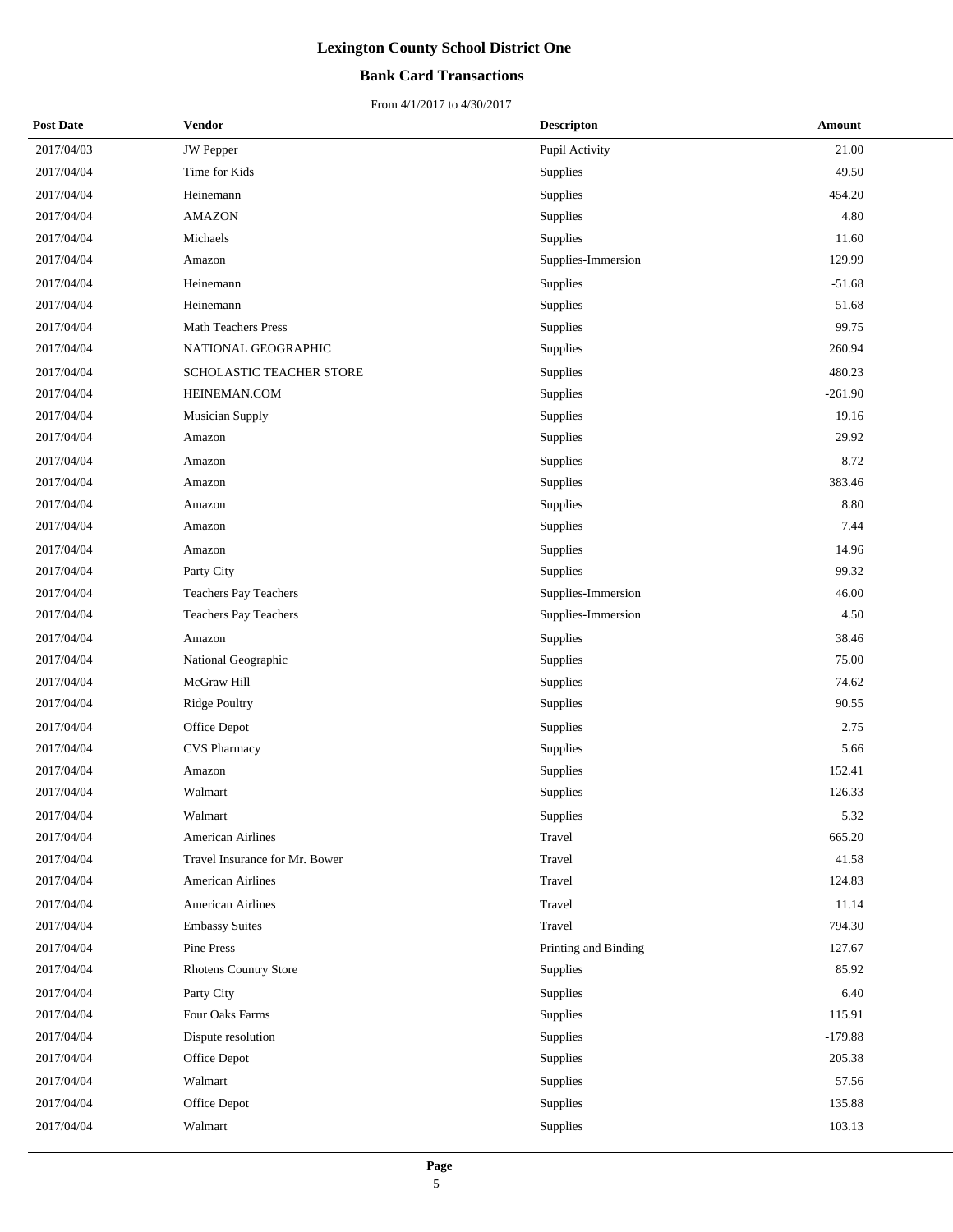# Lexington County School District One

## Bank Card Transactions

From 4/1/2017 to 4/30/2017

| Post Date | Vendor | Descripton | Amount |
|---|---|---|---|
| 2017/04/03 | JW Pepper | Pupil Activity | 21.00 |
| 2017/04/04 | Time for Kids | Supplies | 49.50 |
| 2017/04/04 | Heinemann | Supplies | 454.20 |
| 2017/04/04 | AMAZON | Supplies | 4.80 |
| 2017/04/04 | Michaels | Supplies | 11.60 |
| 2017/04/04 | Amazon | Supplies-Immersion | 129.99 |
| 2017/04/04 | Heinemann | Supplies | -51.68 |
| 2017/04/04 | Heinemann | Supplies | 51.68 |
| 2017/04/04 | Math Teachers Press | Supplies | 99.75 |
| 2017/04/04 | NATIONAL GEOGRAPHIC | Supplies | 260.94 |
| 2017/04/04 | SCHOLASTIC TEACHER STORE | Supplies | 480.23 |
| 2017/04/04 | HEINEMAN.COM | Supplies | -261.90 |
| 2017/04/04 | Musician Supply | Supplies | 19.16 |
| 2017/04/04 | Amazon | Supplies | 29.92 |
| 2017/04/04 | Amazon | Supplies | 8.72 |
| 2017/04/04 | Amazon | Supplies | 383.46 |
| 2017/04/04 | Amazon | Supplies | 8.80 |
| 2017/04/04 | Amazon | Supplies | 7.44 |
| 2017/04/04 | Amazon | Supplies | 14.96 |
| 2017/04/04 | Party City | Supplies | 99.32 |
| 2017/04/04 | Teachers Pay Teachers | Supplies-Immersion | 46.00 |
| 2017/04/04 | Teachers Pay Teachers | Supplies-Immersion | 4.50 |
| 2017/04/04 | Amazon | Supplies | 38.46 |
| 2017/04/04 | National Geographic | Supplies | 75.00 |
| 2017/04/04 | McGraw Hill | Supplies | 74.62 |
| 2017/04/04 | Ridge Poultry | Supplies | 90.55 |
| 2017/04/04 | Office Depot | Supplies | 2.75 |
| 2017/04/04 | CVS Pharmacy | Supplies | 5.66 |
| 2017/04/04 | Amazon | Supplies | 152.41 |
| 2017/04/04 | Walmart | Supplies | 126.33 |
| 2017/04/04 | Walmart | Supplies | 5.32 |
| 2017/04/04 | American Airlines | Travel | 665.20 |
| 2017/04/04 | Travel Insurance for Mr. Bower | Travel | 41.58 |
| 2017/04/04 | American Airlines | Travel | 124.83 |
| 2017/04/04 | American Airlines | Travel | 11.14 |
| 2017/04/04 | Embassy Suites | Travel | 794.30 |
| 2017/04/04 | Pine Press | Printing and Binding | 127.67 |
| 2017/04/04 | Rhotens Country Store | Supplies | 85.92 |
| 2017/04/04 | Party City | Supplies | 6.40 |
| 2017/04/04 | Four Oaks Farms | Supplies | 115.91 |
| 2017/04/04 | Dispute resolution | Supplies | -179.88 |
| 2017/04/04 | Office Depot | Supplies | 205.38 |
| 2017/04/04 | Walmart | Supplies | 57.56 |
| 2017/04/04 | Office Depot | Supplies | 135.88 |
| 2017/04/04 | Walmart | Supplies | 103.13 |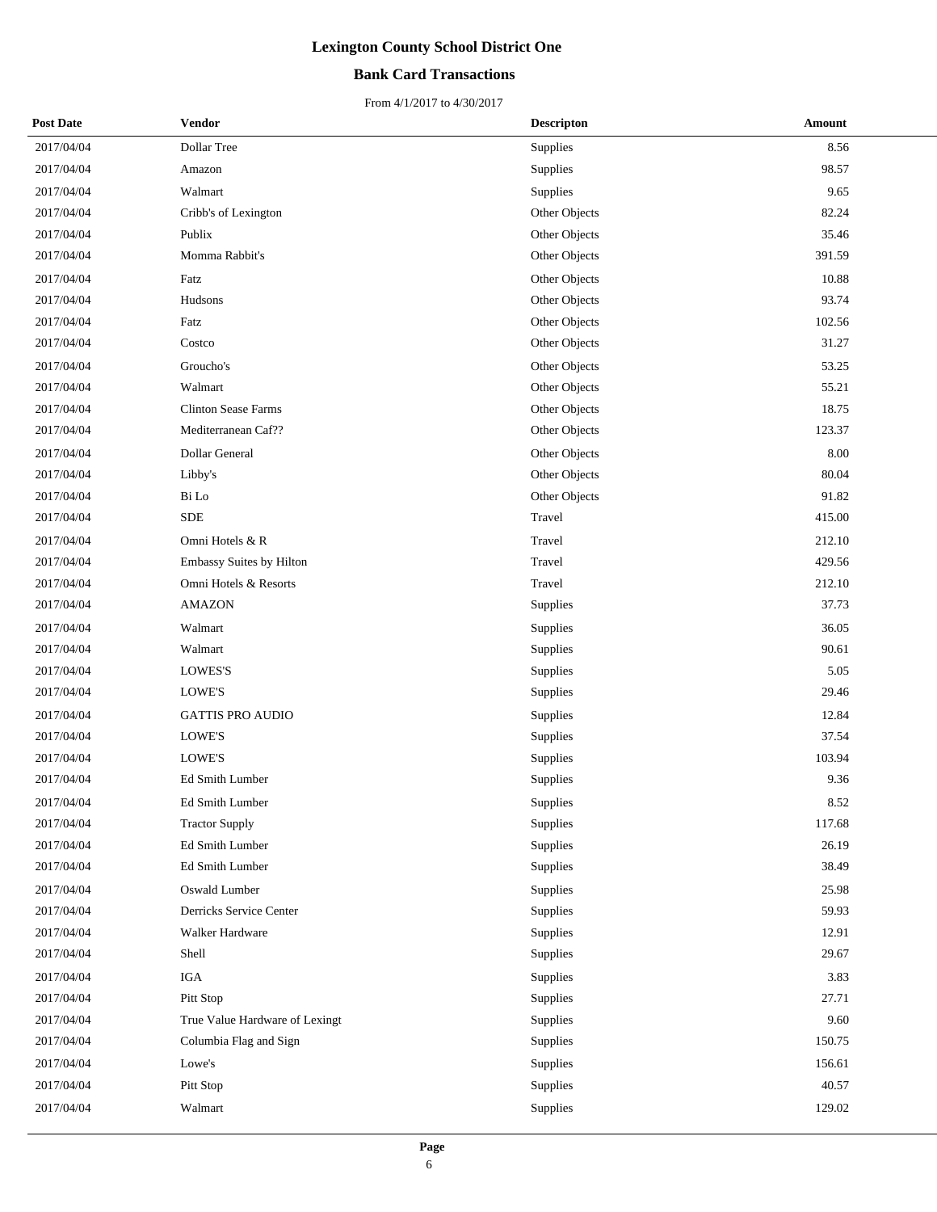# Lexington County School District One

## Bank Card Transactions

From 4/1/2017 to 4/30/2017

| Post Date | Vendor | Descripton | Amount |
|---|---|---|---|
| 2017/04/04 | Dollar Tree | Supplies | 8.56 |
| 2017/04/04 | Amazon | Supplies | 98.57 |
| 2017/04/04 | Walmart | Supplies | 9.65 |
| 2017/04/04 | Cribb's of Lexington | Other Objects | 82.24 |
| 2017/04/04 | Publix | Other Objects | 35.46 |
| 2017/04/04 | Momma Rabbit's | Other Objects | 391.59 |
| 2017/04/04 | Fatz | Other Objects | 10.88 |
| 2017/04/04 | Hudsons | Other Objects | 93.74 |
| 2017/04/04 | Fatz | Other Objects | 102.56 |
| 2017/04/04 | Costco | Other Objects | 31.27 |
| 2017/04/04 | Groucho's | Other Objects | 53.25 |
| 2017/04/04 | Walmart | Other Objects | 55.21 |
| 2017/04/04 | Clinton Sease Farms | Other Objects | 18.75 |
| 2017/04/04 | Mediterranean Caf?? | Other Objects | 123.37 |
| 2017/04/04 | Dollar General | Other Objects | 8.00 |
| 2017/04/04 | Libby's | Other Objects | 80.04 |
| 2017/04/04 | Bi Lo | Other Objects | 91.82 |
| 2017/04/04 | SDE | Travel | 415.00 |
| 2017/04/04 | Omni Hotels & R | Travel | 212.10 |
| 2017/04/04 | Embassy Suites by Hilton | Travel | 429.56 |
| 2017/04/04 | Omni Hotels & Resorts | Travel | 212.10 |
| 2017/04/04 | AMAZON | Supplies | 37.73 |
| 2017/04/04 | Walmart | Supplies | 36.05 |
| 2017/04/04 | Walmart | Supplies | 90.61 |
| 2017/04/04 | LOWES'S | Supplies | 5.05 |
| 2017/04/04 | LOWE'S | Supplies | 29.46 |
| 2017/04/04 | GATTIS PRO AUDIO | Supplies | 12.84 |
| 2017/04/04 | LOWE'S | Supplies | 37.54 |
| 2017/04/04 | LOWE'S | Supplies | 103.94 |
| 2017/04/04 | Ed Smith Lumber | Supplies | 9.36 |
| 2017/04/04 | Ed Smith Lumber | Supplies | 8.52 |
| 2017/04/04 | Tractor Supply | Supplies | 117.68 |
| 2017/04/04 | Ed Smith Lumber | Supplies | 26.19 |
| 2017/04/04 | Ed Smith Lumber | Supplies | 38.49 |
| 2017/04/04 | Oswald Lumber | Supplies | 25.98 |
| 2017/04/04 | Derricks Service Center | Supplies | 59.93 |
| 2017/04/04 | Walker Hardware | Supplies | 12.91 |
| 2017/04/04 | Shell | Supplies | 29.67 |
| 2017/04/04 | IGA | Supplies | 3.83 |
| 2017/04/04 | Pitt Stop | Supplies | 27.71 |
| 2017/04/04 | True Value Hardware of Lexingt | Supplies | 9.60 |
| 2017/04/04 | Columbia Flag and Sign | Supplies | 150.75 |
| 2017/04/04 | Lowe's | Supplies | 156.61 |
| 2017/04/04 | Pitt Stop | Supplies | 40.57 |
| 2017/04/04 | Walmart | Supplies | 129.02 |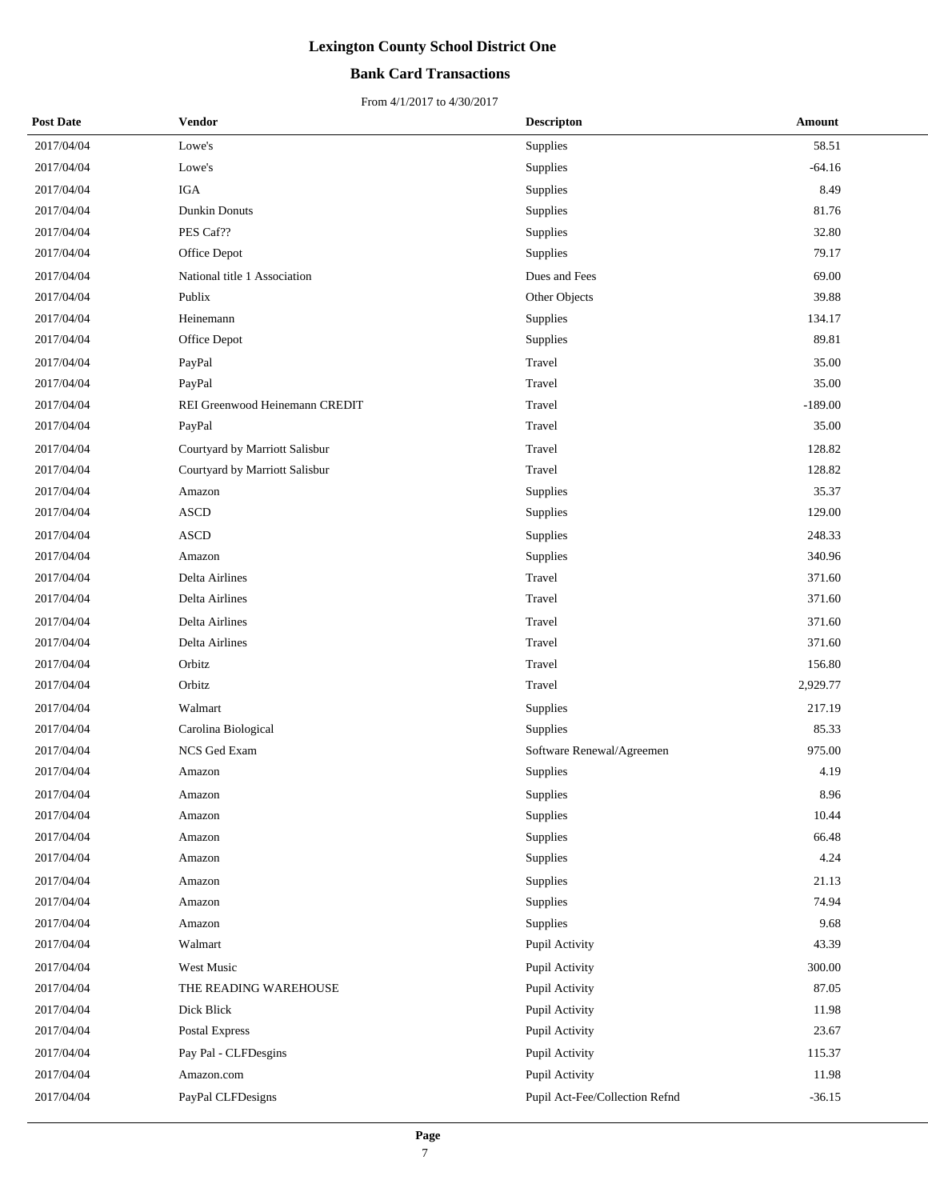# Lexington County School District One

## Bank Card Transactions

From 4/1/2017 to 4/30/2017

| Post Date | Vendor | Descripton | Amount |
|---|---|---|---|
| 2017/04/04 | Lowe's | Supplies | 58.51 |
| 2017/04/04 | Lowe's | Supplies | -64.16 |
| 2017/04/04 | IGA | Supplies | 8.49 |
| 2017/04/04 | Dunkin Donuts | Supplies | 81.76 |
| 2017/04/04 | PES Caf?? | Supplies | 32.80 |
| 2017/04/04 | Office Depot | Supplies | 79.17 |
| 2017/04/04 | National title 1 Association | Dues and Fees | 69.00 |
| 2017/04/04 | Publix | Other Objects | 39.88 |
| 2017/04/04 | Heinemann | Supplies | 134.17 |
| 2017/04/04 | Office Depot | Supplies | 89.81 |
| 2017/04/04 | PayPal | Travel | 35.00 |
| 2017/04/04 | PayPal | Travel | 35.00 |
| 2017/04/04 | REI Greenwood Heinemann CREDIT | Travel | -189.00 |
| 2017/04/04 | PayPal | Travel | 35.00 |
| 2017/04/04 | Courtyard by Marriott Salisbur | Travel | 128.82 |
| 2017/04/04 | Courtyard by Marriott Salisbur | Travel | 128.82 |
| 2017/04/04 | Amazon | Supplies | 35.37 |
| 2017/04/04 | ASCD | Supplies | 129.00 |
| 2017/04/04 | ASCD | Supplies | 248.33 |
| 2017/04/04 | Amazon | Supplies | 340.96 |
| 2017/04/04 | Delta Airlines | Travel | 371.60 |
| 2017/04/04 | Delta Airlines | Travel | 371.60 |
| 2017/04/04 | Delta Airlines | Travel | 371.60 |
| 2017/04/04 | Delta Airlines | Travel | 371.60 |
| 2017/04/04 | Orbitz | Travel | 156.80 |
| 2017/04/04 | Orbitz | Travel | 2,929.77 |
| 2017/04/04 | Walmart | Supplies | 217.19 |
| 2017/04/04 | Carolina Biological | Supplies | 85.33 |
| 2017/04/04 | NCS Ged Exam | Software Renewal/Agreemen | 975.00 |
| 2017/04/04 | Amazon | Supplies | 4.19 |
| 2017/04/04 | Amazon | Supplies | 8.96 |
| 2017/04/04 | Amazon | Supplies | 10.44 |
| 2017/04/04 | Amazon | Supplies | 66.48 |
| 2017/04/04 | Amazon | Supplies | 4.24 |
| 2017/04/04 | Amazon | Supplies | 21.13 |
| 2017/04/04 | Amazon | Supplies | 74.94 |
| 2017/04/04 | Amazon | Supplies | 9.68 |
| 2017/04/04 | Walmart | Pupil Activity | 43.39 |
| 2017/04/04 | West Music | Pupil Activity | 300.00 |
| 2017/04/04 | THE READING WAREHOUSE | Pupil Activity | 87.05 |
| 2017/04/04 | Dick Blick | Pupil Activity | 11.98 |
| 2017/04/04 | Postal Express | Pupil Activity | 23.67 |
| 2017/04/04 | Pay Pal - CLFDesgins | Pupil Activity | 115.37 |
| 2017/04/04 | Amazon.com | Pupil Activity | 11.98 |
| 2017/04/04 | PayPal CLFDesigns | Pupil Act-Fee/Collection Refnd | -36.15 |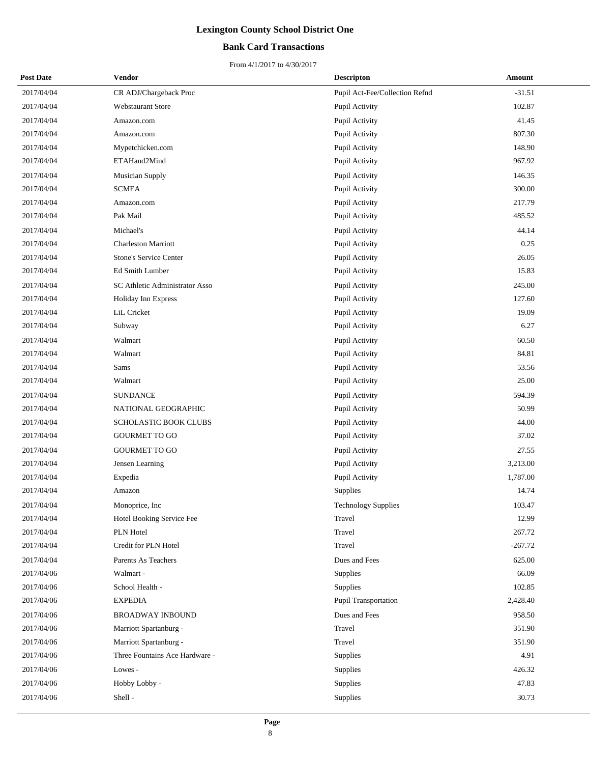# Lexington County School District One

## Bank Card Transactions

From 4/1/2017 to 4/30/2017

| Post Date | Vendor | Descripton | Amount |
|---|---|---|---|
| 2017/04/04 | CR ADJ/Chargeback Proc | Pupil Act-Fee/Collection Refnd | -31.51 |
| 2017/04/04 | Webstaurant Store | Pupil Activity | 102.87 |
| 2017/04/04 | Amazon.com | Pupil Activity | 41.45 |
| 2017/04/04 | Amazon.com | Pupil Activity | 807.30 |
| 2017/04/04 | Mypetchicken.com | Pupil Activity | 148.90 |
| 2017/04/04 | ETAHand2Mind | Pupil Activity | 967.92 |
| 2017/04/04 | Musician Supply | Pupil Activity | 146.35 |
| 2017/04/04 | SCMEA | Pupil Activity | 300.00 |
| 2017/04/04 | Amazon.com | Pupil Activity | 217.79 |
| 2017/04/04 | Pak Mail | Pupil Activity | 485.52 |
| 2017/04/04 | Michael's | Pupil Activity | 44.14 |
| 2017/04/04 | Charleston Marriott | Pupil Activity | 0.25 |
| 2017/04/04 | Stone's Service Center | Pupil Activity | 26.05 |
| 2017/04/04 | Ed Smith Lumber | Pupil Activity | 15.83 |
| 2017/04/04 | SC Athletic Administrator Asso | Pupil Activity | 245.00 |
| 2017/04/04 | Holiday Inn Express | Pupil Activity | 127.60 |
| 2017/04/04 | LiL Cricket | Pupil Activity | 19.09 |
| 2017/04/04 | Subway | Pupil Activity | 6.27 |
| 2017/04/04 | Walmart | Pupil Activity | 60.50 |
| 2017/04/04 | Walmart | Pupil Activity | 84.81 |
| 2017/04/04 | Sams | Pupil Activity | 53.56 |
| 2017/04/04 | Walmart | Pupil Activity | 25.00 |
| 2017/04/04 | SUNDANCE | Pupil Activity | 594.39 |
| 2017/04/04 | NATIONAL GEOGRAPHIC | Pupil Activity | 50.99 |
| 2017/04/04 | SCHOLASTIC BOOK CLUBS | Pupil Activity | 44.00 |
| 2017/04/04 | GOURMET TO GO | Pupil Activity | 37.02 |
| 2017/04/04 | GOURMET TO GO | Pupil Activity | 27.55 |
| 2017/04/04 | Jensen Learning | Pupil Activity | 3,213.00 |
| 2017/04/04 | Expedia | Pupil Activity | 1,787.00 |
| 2017/04/04 | Amazon | Supplies | 14.74 |
| 2017/04/04 | Monoprice, Inc | Technology Supplies | 103.47 |
| 2017/04/04 | Hotel Booking Service Fee | Travel | 12.99 |
| 2017/04/04 | PLN Hotel | Travel | 267.72 |
| 2017/04/04 | Credit for PLN Hotel | Travel | -267.72 |
| 2017/04/04 | Parents As Teachers | Dues and Fees | 625.00 |
| 2017/04/06 | Walmart - | Supplies | 66.09 |
| 2017/04/06 | School Health - | Supplies | 102.85 |
| 2017/04/06 | EXPEDIA | Pupil Transportation | 2,428.40 |
| 2017/04/06 | BROADWAY INBOUND | Dues and Fees | 958.50 |
| 2017/04/06 | Marriott Spartanburg - | Travel | 351.90 |
| 2017/04/06 | Marriott Spartanburg - | Travel | 351.90 |
| 2017/04/06 | Three Fountains Ace Hardware - | Supplies | 4.91 |
| 2017/04/06 | Lowes - | Supplies | 426.32 |
| 2017/04/06 | Hobby Lobby - | Supplies | 47.83 |
| 2017/04/06 | Shell - | Supplies | 30.73 |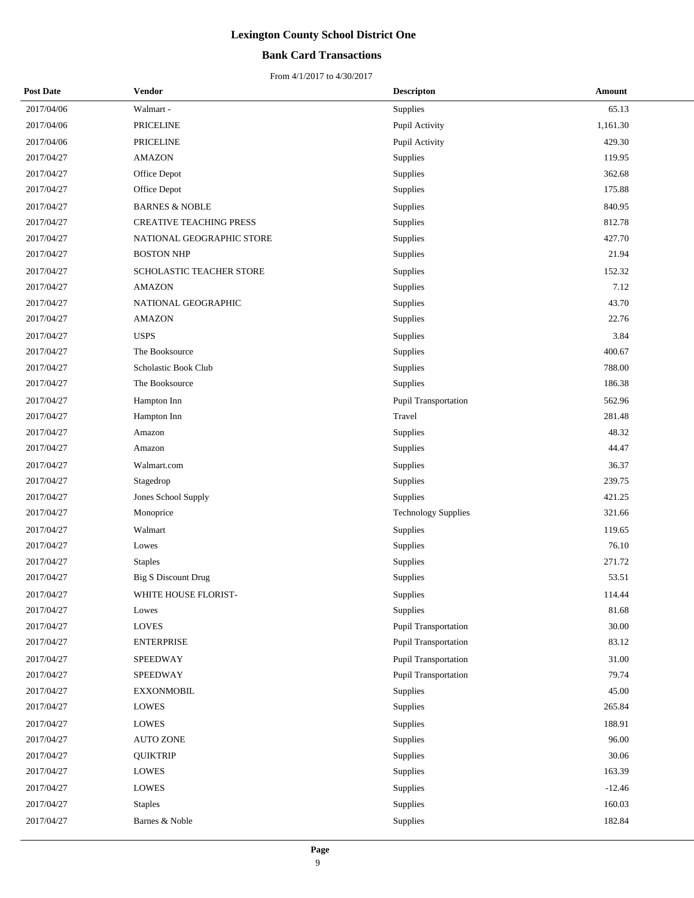# Lexington County School District One

## Bank Card Transactions

From 4/1/2017 to 4/30/2017

| Post Date | Vendor | Descripton | Amount |
|---|---|---|---|
| 2017/04/06 | Walmart - | Supplies | 65.13 |
| 2017/04/06 | PRICELINE | Pupil Activity | 1,161.30 |
| 2017/04/06 | PRICELINE | Pupil Activity | 429.30 |
| 2017/04/27 | AMAZON | Supplies | 119.95 |
| 2017/04/27 | Office Depot | Supplies | 362.68 |
| 2017/04/27 | Office Depot | Supplies | 175.88 |
| 2017/04/27 | BARNES & NOBLE | Supplies | 840.95 |
| 2017/04/27 | CREATIVE TEACHING PRESS | Supplies | 812.78 |
| 2017/04/27 | NATIONAL GEOGRAPHIC STORE | Supplies | 427.70 |
| 2017/04/27 | BOSTON NHP | Supplies | 21.94 |
| 2017/04/27 | SCHOLASTIC TEACHER STORE | Supplies | 152.32 |
| 2017/04/27 | AMAZON | Supplies | 7.12 |
| 2017/04/27 | NATIONAL GEOGRAPHIC | Supplies | 43.70 |
| 2017/04/27 | AMAZON | Supplies | 22.76 |
| 2017/04/27 | USPS | Supplies | 3.84 |
| 2017/04/27 | The Booksource | Supplies | 400.67 |
| 2017/04/27 | Scholastic Book Club | Supplies | 788.00 |
| 2017/04/27 | The Booksource | Supplies | 186.38 |
| 2017/04/27 | Hampton Inn | Pupil Transportation | 562.96 |
| 2017/04/27 | Hampton Inn | Travel | 281.48 |
| 2017/04/27 | Amazon | Supplies | 48.32 |
| 2017/04/27 | Amazon | Supplies | 44.47 |
| 2017/04/27 | Walmart.com | Supplies | 36.37 |
| 2017/04/27 | Stagedrop | Supplies | 239.75 |
| 2017/04/27 | Jones School Supply | Supplies | 421.25 |
| 2017/04/27 | Monoprice | Technology Supplies | 321.66 |
| 2017/04/27 | Walmart | Supplies | 119.65 |
| 2017/04/27 | Lowes | Supplies | 76.10 |
| 2017/04/27 | Staples | Supplies | 271.72 |
| 2017/04/27 | Big S Discount Drug | Supplies | 53.51 |
| 2017/04/27 | WHITE HOUSE FLORIST- | Supplies | 114.44 |
| 2017/04/27 | Lowes | Supplies | 81.68 |
| 2017/04/27 | LOVES | Pupil Transportation | 30.00 |
| 2017/04/27 | ENTERPRISE | Pupil Transportation | 83.12 |
| 2017/04/27 | SPEEDWAY | Pupil Transportation | 31.00 |
| 2017/04/27 | SPEEDWAY | Pupil Transportation | 79.74 |
| 2017/04/27 | EXXONMOBIL | Supplies | 45.00 |
| 2017/04/27 | LOWES | Supplies | 265.84 |
| 2017/04/27 | LOWES | Supplies | 188.91 |
| 2017/04/27 | AUTO ZONE | Supplies | 96.00 |
| 2017/04/27 | QUIKTRIP | Supplies | 30.06 |
| 2017/04/27 | LOWES | Supplies | 163.39 |
| 2017/04/27 | LOWES | Supplies | -12.46 |
| 2017/04/27 | Staples | Supplies | 160.03 |
| 2017/04/27 | Barnes & Noble | Supplies | 182.84 |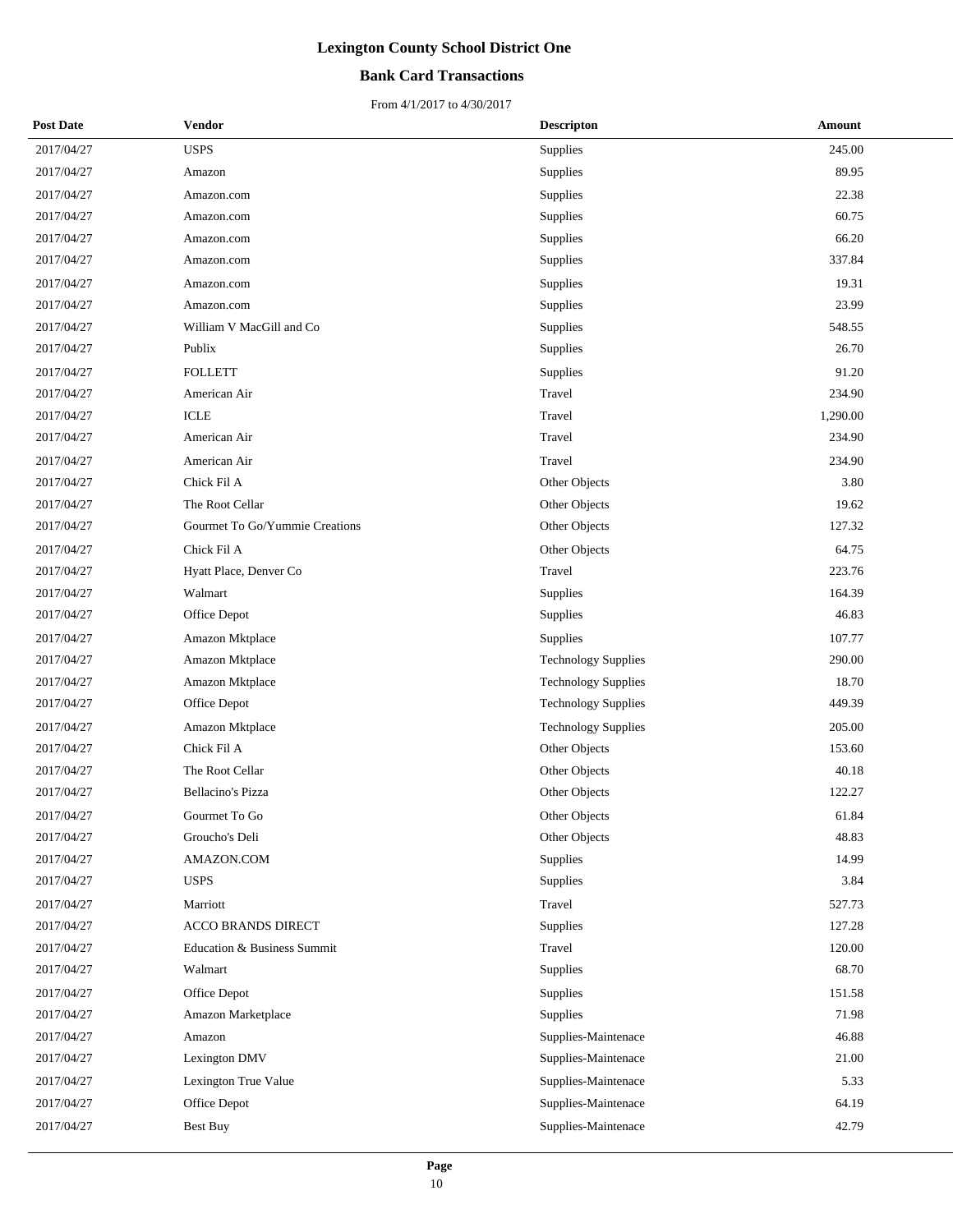# Lexington County School District One

## Bank Card Transactions

From 4/1/2017 to 4/30/2017

| Post Date | Vendor | Descripton | Amount |
|---|---|---|---|
| 2017/04/27 | USPS | Supplies | 245.00 |
| 2017/04/27 | Amazon | Supplies | 89.95 |
| 2017/04/27 | Amazon.com | Supplies | 22.38 |
| 2017/04/27 | Amazon.com | Supplies | 60.75 |
| 2017/04/27 | Amazon.com | Supplies | 66.20 |
| 2017/04/27 | Amazon.com | Supplies | 337.84 |
| 2017/04/27 | Amazon.com | Supplies | 19.31 |
| 2017/04/27 | Amazon.com | Supplies | 23.99 |
| 2017/04/27 | William V MacGill and Co | Supplies | 548.55 |
| 2017/04/27 | Publix | Supplies | 26.70 |
| 2017/04/27 | FOLLETT | Supplies | 91.20 |
| 2017/04/27 | American Air | Travel | 234.90 |
| 2017/04/27 | ICLE | Travel | 1,290.00 |
| 2017/04/27 | American Air | Travel | 234.90 |
| 2017/04/27 | American Air | Travel | 234.90 |
| 2017/04/27 | Chick Fil A | Other Objects | 3.80 |
| 2017/04/27 | The Root Cellar | Other Objects | 19.62 |
| 2017/04/27 | Gourmet To Go/Yummie Creations | Other Objects | 127.32 |
| 2017/04/27 | Chick Fil A | Other Objects | 64.75 |
| 2017/04/27 | Hyatt Place, Denver Co | Travel | 223.76 |
| 2017/04/27 | Walmart | Supplies | 164.39 |
| 2017/04/27 | Office Depot | Supplies | 46.83 |
| 2017/04/27 | Amazon Mktplace | Supplies | 107.77 |
| 2017/04/27 | Amazon Mktplace | Technology Supplies | 290.00 |
| 2017/04/27 | Amazon Mktplace | Technology Supplies | 18.70 |
| 2017/04/27 | Office Depot | Technology Supplies | 449.39 |
| 2017/04/27 | Amazon Mktplace | Technology Supplies | 205.00 |
| 2017/04/27 | Chick Fil A | Other Objects | 153.60 |
| 2017/04/27 | The Root Cellar | Other Objects | 40.18 |
| 2017/04/27 | Bellacino's Pizza | Other Objects | 122.27 |
| 2017/04/27 | Gourmet To Go | Other Objects | 61.84 |
| 2017/04/27 | Groucho's Deli | Other Objects | 48.83 |
| 2017/04/27 | AMAZON.COM | Supplies | 14.99 |
| 2017/04/27 | USPS | Supplies | 3.84 |
| 2017/04/27 | Marriott | Travel | 527.73 |
| 2017/04/27 | ACCO BRANDS DIRECT | Supplies | 127.28 |
| 2017/04/27 | Education & Business Summit | Travel | 120.00 |
| 2017/04/27 | Walmart | Supplies | 68.70 |
| 2017/04/27 | Office Depot | Supplies | 151.58 |
| 2017/04/27 | Amazon Marketplace | Supplies | 71.98 |
| 2017/04/27 | Amazon | Supplies-Maintenace | 46.88 |
| 2017/04/27 | Lexington DMV | Supplies-Maintenace | 21.00 |
| 2017/04/27 | Lexington True Value | Supplies-Maintenace | 5.33 |
| 2017/04/27 | Office Depot | Supplies-Maintenace | 64.19 |
| 2017/04/27 | Best Buy | Supplies-Maintenace | 42.79 |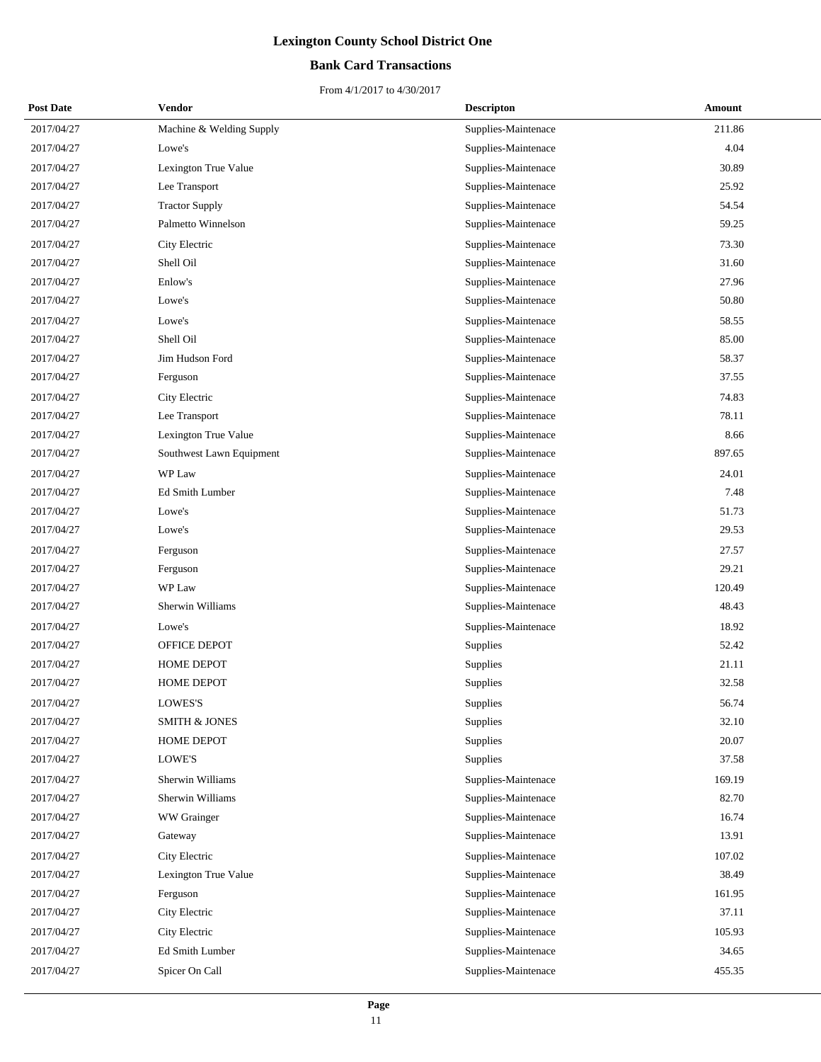# Lexington County School District One

## Bank Card Transactions

From 4/1/2017 to 4/30/2017

| Post Date | Vendor | Descripton | Amount |
|---|---|---|---|
| 2017/04/27 | Machine & Welding Supply | Supplies-Maintenace | 211.86 |
| 2017/04/27 | Lowe's | Supplies-Maintenace | 4.04 |
| 2017/04/27 | Lexington True Value | Supplies-Maintenace | 30.89 |
| 2017/04/27 | Lee Transport | Supplies-Maintenace | 25.92 |
| 2017/04/27 | Tractor Supply | Supplies-Maintenace | 54.54 |
| 2017/04/27 | Palmetto Winnelson | Supplies-Maintenace | 59.25 |
| 2017/04/27 | City Electric | Supplies-Maintenace | 73.30 |
| 2017/04/27 | Shell Oil | Supplies-Maintenace | 31.60 |
| 2017/04/27 | Enlow's | Supplies-Maintenace | 27.96 |
| 2017/04/27 | Lowe's | Supplies-Maintenace | 50.80 |
| 2017/04/27 | Lowe's | Supplies-Maintenace | 58.55 |
| 2017/04/27 | Shell Oil | Supplies-Maintenace | 85.00 |
| 2017/04/27 | Jim Hudson Ford | Supplies-Maintenace | 58.37 |
| 2017/04/27 | Ferguson | Supplies-Maintenace | 37.55 |
| 2017/04/27 | City Electric | Supplies-Maintenace | 74.83 |
| 2017/04/27 | Lee Transport | Supplies-Maintenace | 78.11 |
| 2017/04/27 | Lexington True Value | Supplies-Maintenace | 8.66 |
| 2017/04/27 | Southwest Lawn Equipment | Supplies-Maintenace | 897.65 |
| 2017/04/27 | WP Law | Supplies-Maintenace | 24.01 |
| 2017/04/27 | Ed Smith Lumber | Supplies-Maintenace | 7.48 |
| 2017/04/27 | Lowe's | Supplies-Maintenace | 51.73 |
| 2017/04/27 | Lowe's | Supplies-Maintenace | 29.53 |
| 2017/04/27 | Ferguson | Supplies-Maintenace | 27.57 |
| 2017/04/27 | Ferguson | Supplies-Maintenace | 29.21 |
| 2017/04/27 | WP Law | Supplies-Maintenace | 120.49 |
| 2017/04/27 | Sherwin Williams | Supplies-Maintenace | 48.43 |
| 2017/04/27 | Lowe's | Supplies-Maintenace | 18.92 |
| 2017/04/27 | OFFICE DEPOT | Supplies | 52.42 |
| 2017/04/27 | HOME DEPOT | Supplies | 21.11 |
| 2017/04/27 | HOME DEPOT | Supplies | 32.58 |
| 2017/04/27 | LOWES'S | Supplies | 56.74 |
| 2017/04/27 | SMITH & JONES | Supplies | 32.10 |
| 2017/04/27 | HOME DEPOT | Supplies | 20.07 |
| 2017/04/27 | LOWE'S | Supplies | 37.58 |
| 2017/04/27 | Sherwin Williams | Supplies-Maintenace | 169.19 |
| 2017/04/27 | Sherwin Williams | Supplies-Maintenace | 82.70 |
| 2017/04/27 | WW Grainger | Supplies-Maintenace | 16.74 |
| 2017/04/27 | Gateway | Supplies-Maintenace | 13.91 |
| 2017/04/27 | City Electric | Supplies-Maintenace | 107.02 |
| 2017/04/27 | Lexington True Value | Supplies-Maintenace | 38.49 |
| 2017/04/27 | Ferguson | Supplies-Maintenace | 161.95 |
| 2017/04/27 | City Electric | Supplies-Maintenace | 37.11 |
| 2017/04/27 | City Electric | Supplies-Maintenace | 105.93 |
| 2017/04/27 | Ed Smith Lumber | Supplies-Maintenace | 34.65 |
| 2017/04/27 | Spicer On Call | Supplies-Maintenace | 455.35 |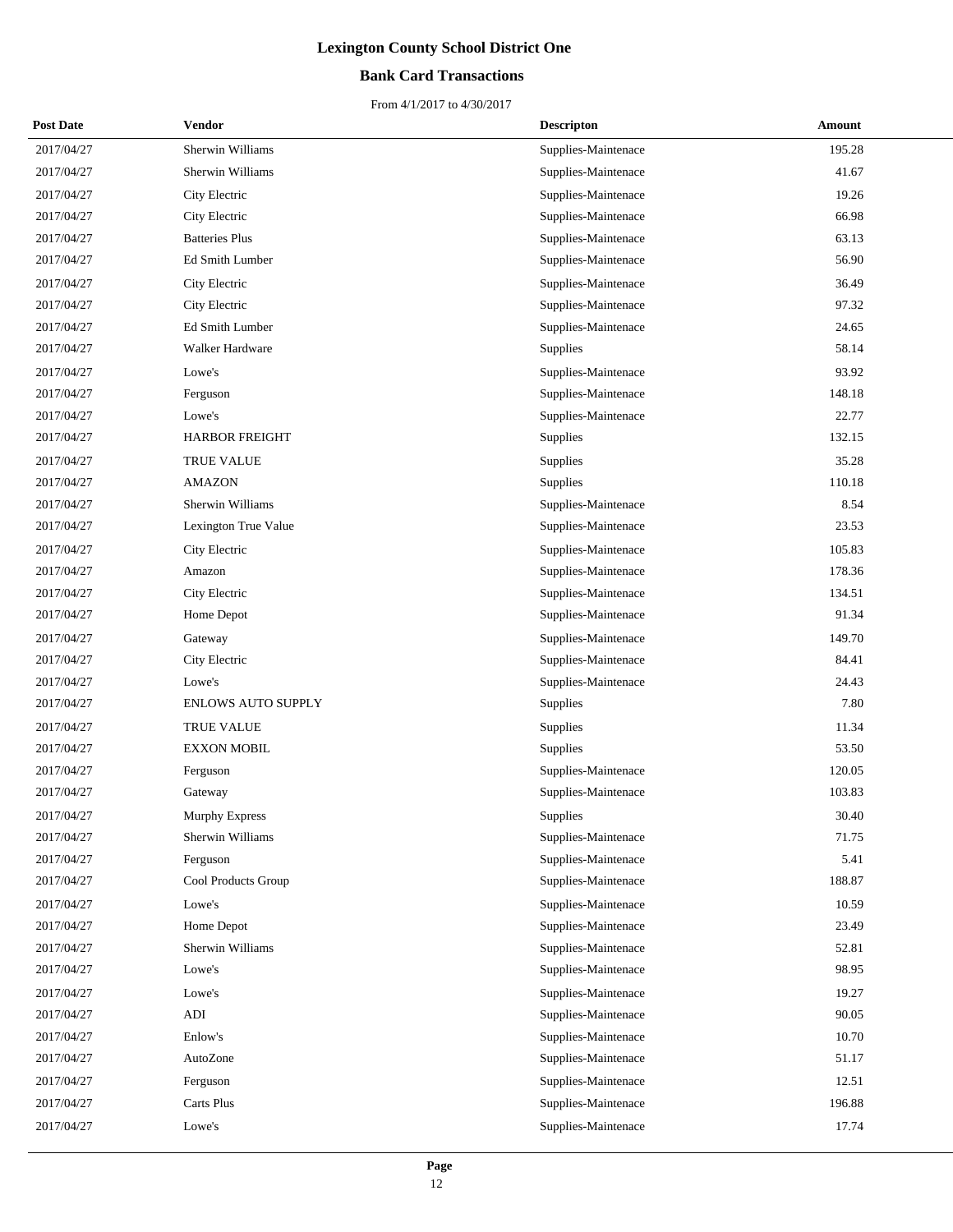# Lexington County School District One

## Bank Card Transactions

From 4/1/2017 to 4/30/2017

| Post Date | Vendor | Descripton | Amount |
|---|---|---|---|
| 2017/04/27 | Sherwin Williams | Supplies-Maintenace | 195.28 |
| 2017/04/27 | Sherwin Williams | Supplies-Maintenace | 41.67 |
| 2017/04/27 | City Electric | Supplies-Maintenace | 19.26 |
| 2017/04/27 | City Electric | Supplies-Maintenace | 66.98 |
| 2017/04/27 | Batteries Plus | Supplies-Maintenace | 63.13 |
| 2017/04/27 | Ed Smith Lumber | Supplies-Maintenace | 56.90 |
| 2017/04/27 | City Electric | Supplies-Maintenace | 36.49 |
| 2017/04/27 | City Electric | Supplies-Maintenace | 97.32 |
| 2017/04/27 | Ed Smith Lumber | Supplies-Maintenace | 24.65 |
| 2017/04/27 | Walker Hardware | Supplies | 58.14 |
| 2017/04/27 | Lowe's | Supplies-Maintenace | 93.92 |
| 2017/04/27 | Ferguson | Supplies-Maintenace | 148.18 |
| 2017/04/27 | Lowe's | Supplies-Maintenace | 22.77 |
| 2017/04/27 | HARBOR FREIGHT | Supplies | 132.15 |
| 2017/04/27 | TRUE VALUE | Supplies | 35.28 |
| 2017/04/27 | AMAZON | Supplies | 110.18 |
| 2017/04/27 | Sherwin Williams | Supplies-Maintenace | 8.54 |
| 2017/04/27 | Lexington True Value | Supplies-Maintenace | 23.53 |
| 2017/04/27 | City Electric | Supplies-Maintenace | 105.83 |
| 2017/04/27 | Amazon | Supplies-Maintenace | 178.36 |
| 2017/04/27 | City Electric | Supplies-Maintenace | 134.51 |
| 2017/04/27 | Home Depot | Supplies-Maintenace | 91.34 |
| 2017/04/27 | Gateway | Supplies-Maintenace | 149.70 |
| 2017/04/27 | City Electric | Supplies-Maintenace | 84.41 |
| 2017/04/27 | Lowe's | Supplies-Maintenace | 24.43 |
| 2017/04/27 | ENLOWS AUTO SUPPLY | Supplies | 7.80 |
| 2017/04/27 | TRUE VALUE | Supplies | 11.34 |
| 2017/04/27 | EXXON MOBIL | Supplies | 53.50 |
| 2017/04/27 | Ferguson | Supplies-Maintenace | 120.05 |
| 2017/04/27 | Gateway | Supplies-Maintenace | 103.83 |
| 2017/04/27 | Murphy Express | Supplies | 30.40 |
| 2017/04/27 | Sherwin Williams | Supplies-Maintenace | 71.75 |
| 2017/04/27 | Ferguson | Supplies-Maintenace | 5.41 |
| 2017/04/27 | Cool Products Group | Supplies-Maintenace | 188.87 |
| 2017/04/27 | Lowe's | Supplies-Maintenace | 10.59 |
| 2017/04/27 | Home Depot | Supplies-Maintenace | 23.49 |
| 2017/04/27 | Sherwin Williams | Supplies-Maintenace | 52.81 |
| 2017/04/27 | Lowe's | Supplies-Maintenace | 98.95 |
| 2017/04/27 | Lowe's | Supplies-Maintenace | 19.27 |
| 2017/04/27 | ADI | Supplies-Maintenace | 90.05 |
| 2017/04/27 | Enlow's | Supplies-Maintenace | 10.70 |
| 2017/04/27 | AutoZone | Supplies-Maintenace | 51.17 |
| 2017/04/27 | Ferguson | Supplies-Maintenace | 12.51 |
| 2017/04/27 | Carts Plus | Supplies-Maintenace | 196.88 |
| 2017/04/27 | Lowe's | Supplies-Maintenace | 17.74 |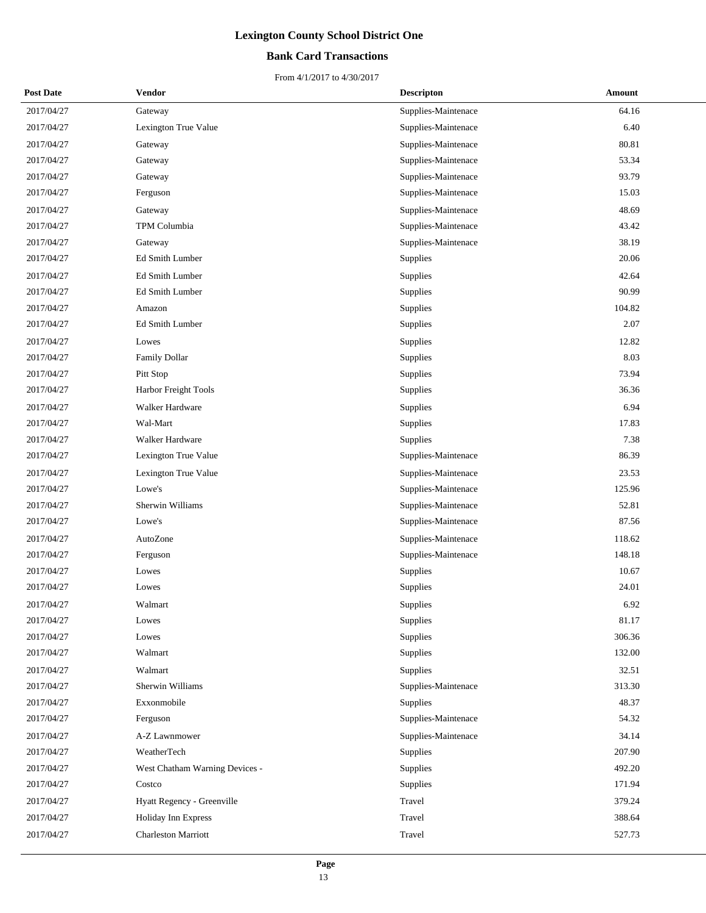# Lexington County School District One

## Bank Card Transactions

From 4/1/2017 to 4/30/2017

| Post Date | Vendor | Descripton | Amount |
|---|---|---|---|
| 2017/04/27 | Gateway | Supplies-Maintenace | 64.16 |
| 2017/04/27 | Lexington True Value | Supplies-Maintenace | 6.40 |
| 2017/04/27 | Gateway | Supplies-Maintenace | 80.81 |
| 2017/04/27 | Gateway | Supplies-Maintenace | 53.34 |
| 2017/04/27 | Gateway | Supplies-Maintenace | 93.79 |
| 2017/04/27 | Ferguson | Supplies-Maintenace | 15.03 |
| 2017/04/27 | Gateway | Supplies-Maintenace | 48.69 |
| 2017/04/27 | TPM Columbia | Supplies-Maintenace | 43.42 |
| 2017/04/27 | Gateway | Supplies-Maintenace | 38.19 |
| 2017/04/27 | Ed Smith Lumber | Supplies | 20.06 |
| 2017/04/27 | Ed Smith Lumber | Supplies | 42.64 |
| 2017/04/27 | Ed Smith Lumber | Supplies | 90.99 |
| 2017/04/27 | Amazon | Supplies | 104.82 |
| 2017/04/27 | Ed Smith Lumber | Supplies | 2.07 |
| 2017/04/27 | Lowes | Supplies | 12.82 |
| 2017/04/27 | Family Dollar | Supplies | 8.03 |
| 2017/04/27 | Pitt Stop | Supplies | 73.94 |
| 2017/04/27 | Harbor Freight Tools | Supplies | 36.36 |
| 2017/04/27 | Walker Hardware | Supplies | 6.94 |
| 2017/04/27 | Wal-Mart | Supplies | 17.83 |
| 2017/04/27 | Walker Hardware | Supplies | 7.38 |
| 2017/04/27 | Lexington True Value | Supplies-Maintenace | 86.39 |
| 2017/04/27 | Lexington True Value | Supplies-Maintenace | 23.53 |
| 2017/04/27 | Lowe's | Supplies-Maintenace | 125.96 |
| 2017/04/27 | Sherwin Williams | Supplies-Maintenace | 52.81 |
| 2017/04/27 | Lowe's | Supplies-Maintenace | 87.56 |
| 2017/04/27 | AutoZone | Supplies-Maintenace | 118.62 |
| 2017/04/27 | Ferguson | Supplies-Maintenace | 148.18 |
| 2017/04/27 | Lowes | Supplies | 10.67 |
| 2017/04/27 | Lowes | Supplies | 24.01 |
| 2017/04/27 | Walmart | Supplies | 6.92 |
| 2017/04/27 | Lowes | Supplies | 81.17 |
| 2017/04/27 | Lowes | Supplies | 306.36 |
| 2017/04/27 | Walmart | Supplies | 132.00 |
| 2017/04/27 | Walmart | Supplies | 32.51 |
| 2017/04/27 | Sherwin Williams | Supplies-Maintenace | 313.30 |
| 2017/04/27 | Exxonmobile | Supplies | 48.37 |
| 2017/04/27 | Ferguson | Supplies-Maintenace | 54.32 |
| 2017/04/27 | A-Z Lawnmower | Supplies-Maintenace | 34.14 |
| 2017/04/27 | WeatherTech | Supplies | 207.90 |
| 2017/04/27 | West Chatham Warning Devices - | Supplies | 492.20 |
| 2017/04/27 | Costco | Supplies | 171.94 |
| 2017/04/27 | Hyatt Regency - Greenville | Travel | 379.24 |
| 2017/04/27 | Holiday Inn Express | Travel | 388.64 |
| 2017/04/27 | Charleston Marriott | Travel | 527.73 |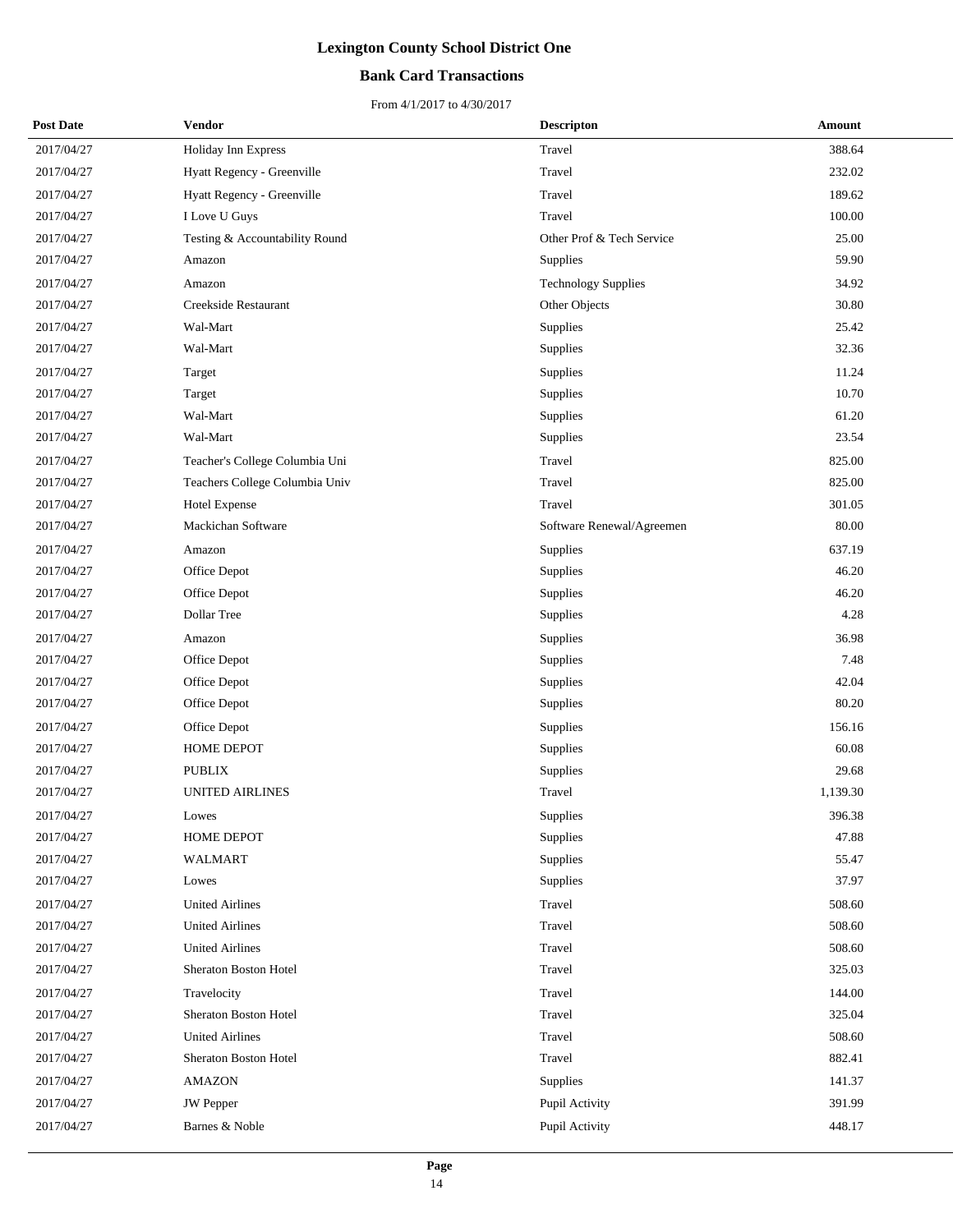# Lexington County School District One

## Bank Card Transactions

From 4/1/2017 to 4/30/2017

| Post Date | Vendor | Descripton | Amount |
|---|---|---|---|
| 2017/04/27 | Holiday Inn Express | Travel | 388.64 |
| 2017/04/27 | Hyatt Regency - Greenville | Travel | 232.02 |
| 2017/04/27 | Hyatt Regency - Greenville | Travel | 189.62 |
| 2017/04/27 | I Love U Guys | Travel | 100.00 |
| 2017/04/27 | Testing & Accountability Round | Other Prof & Tech Service | 25.00 |
| 2017/04/27 | Amazon | Supplies | 59.90 |
| 2017/04/27 | Amazon | Technology Supplies | 34.92 |
| 2017/04/27 | Creekside Restaurant | Other Objects | 30.80 |
| 2017/04/27 | Wal-Mart | Supplies | 25.42 |
| 2017/04/27 | Wal-Mart | Supplies | 32.36 |
| 2017/04/27 | Target | Supplies | 11.24 |
| 2017/04/27 | Target | Supplies | 10.70 |
| 2017/04/27 | Wal-Mart | Supplies | 61.20 |
| 2017/04/27 | Wal-Mart | Supplies | 23.54 |
| 2017/04/27 | Teacher's College Columbia Uni | Travel | 825.00 |
| 2017/04/27 | Teachers College Columbia Univ | Travel | 825.00 |
| 2017/04/27 | Hotel Expense | Travel | 301.05 |
| 2017/04/27 | Mackichan Software | Software Renewal/Agreemen | 80.00 |
| 2017/04/27 | Amazon | Supplies | 637.19 |
| 2017/04/27 | Office Depot | Supplies | 46.20 |
| 2017/04/27 | Office Depot | Supplies | 46.20 |
| 2017/04/27 | Dollar Tree | Supplies | 4.28 |
| 2017/04/27 | Amazon | Supplies | 36.98 |
| 2017/04/27 | Office Depot | Supplies | 7.48 |
| 2017/04/27 | Office Depot | Supplies | 42.04 |
| 2017/04/27 | Office Depot | Supplies | 80.20 |
| 2017/04/27 | Office Depot | Supplies | 156.16 |
| 2017/04/27 | HOME DEPOT | Supplies | 60.08 |
| 2017/04/27 | PUBLIX | Supplies | 29.68 |
| 2017/04/27 | UNITED AIRLINES | Travel | 1,139.30 |
| 2017/04/27 | Lowes | Supplies | 396.38 |
| 2017/04/27 | HOME DEPOT | Supplies | 47.88 |
| 2017/04/27 | WALMART | Supplies | 55.47 |
| 2017/04/27 | Lowes | Supplies | 37.97 |
| 2017/04/27 | United Airlines | Travel | 508.60 |
| 2017/04/27 | United Airlines | Travel | 508.60 |
| 2017/04/27 | United Airlines | Travel | 508.60 |
| 2017/04/27 | Sheraton Boston Hotel | Travel | 325.03 |
| 2017/04/27 | Travelocity | Travel | 144.00 |
| 2017/04/27 | Sheraton Boston Hotel | Travel | 325.04 |
| 2017/04/27 | United Airlines | Travel | 508.60 |
| 2017/04/27 | Sheraton Boston Hotel | Travel | 882.41 |
| 2017/04/27 | AMAZON | Supplies | 141.37 |
| 2017/04/27 | JW Pepper | Pupil Activity | 391.99 |
| 2017/04/27 | Barnes & Noble | Pupil Activity | 448.17 |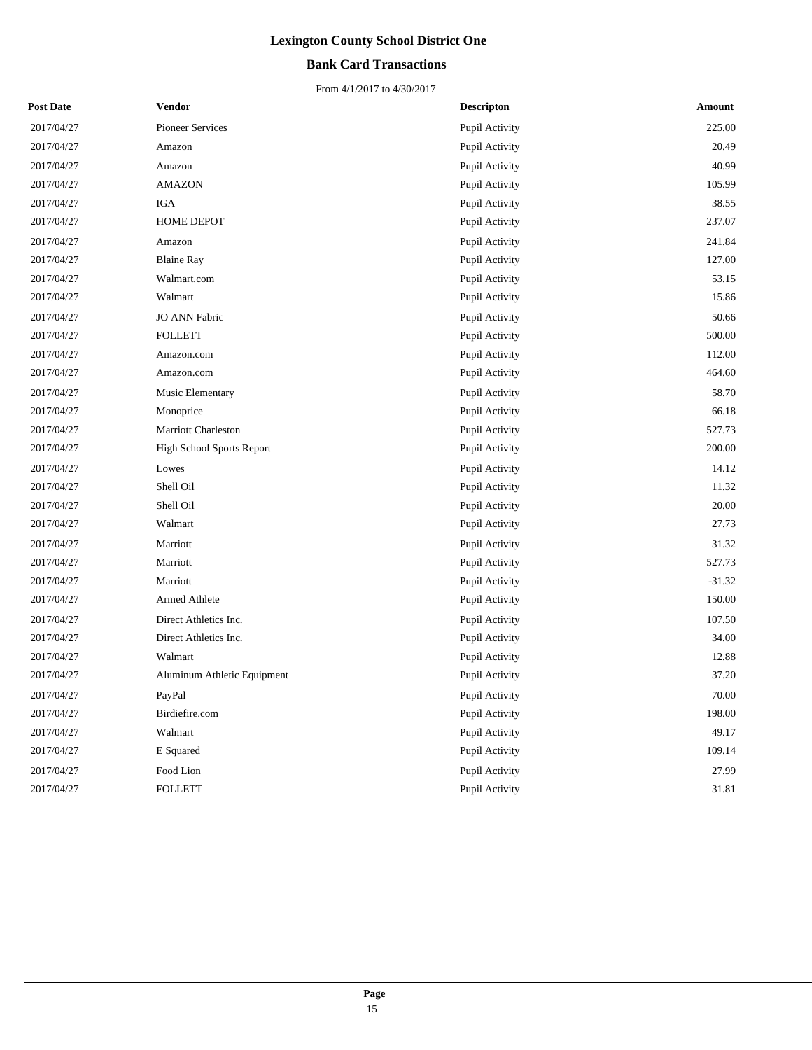# Lexington County School District One

## Bank Card Transactions

From 4/1/2017 to 4/30/2017

| Post Date | Vendor | Descripton | Amount |
|---|---|---|---|
| 2017/04/27 | Pioneer Services | Pupil Activity | 225.00 |
| 2017/04/27 | Amazon | Pupil Activity | 20.49 |
| 2017/04/27 | Amazon | Pupil Activity | 40.99 |
| 2017/04/27 | AMAZON | Pupil Activity | 105.99 |
| 2017/04/27 | IGA | Pupil Activity | 38.55 |
| 2017/04/27 | HOME DEPOT | Pupil Activity | 237.07 |
| 2017/04/27 | Amazon | Pupil Activity | 241.84 |
| 2017/04/27 | Blaine Ray | Pupil Activity | 127.00 |
| 2017/04/27 | Walmart.com | Pupil Activity | 53.15 |
| 2017/04/27 | Walmart | Pupil Activity | 15.86 |
| 2017/04/27 | JO ANN Fabric | Pupil Activity | 50.66 |
| 2017/04/27 | FOLLETT | Pupil Activity | 500.00 |
| 2017/04/27 | Amazon.com | Pupil Activity | 112.00 |
| 2017/04/27 | Amazon.com | Pupil Activity | 464.60 |
| 2017/04/27 | Music Elementary | Pupil Activity | 58.70 |
| 2017/04/27 | Monoprice | Pupil Activity | 66.18 |
| 2017/04/27 | Marriott Charleston | Pupil Activity | 527.73 |
| 2017/04/27 | High School Sports Report | Pupil Activity | 200.00 |
| 2017/04/27 | Lowes | Pupil Activity | 14.12 |
| 2017/04/27 | Shell Oil | Pupil Activity | 11.32 |
| 2017/04/27 | Shell Oil | Pupil Activity | 20.00 |
| 2017/04/27 | Walmart | Pupil Activity | 27.73 |
| 2017/04/27 | Marriott | Pupil Activity | 31.32 |
| 2017/04/27 | Marriott | Pupil Activity | 527.73 |
| 2017/04/27 | Marriott | Pupil Activity | -31.32 |
| 2017/04/27 | Armed Athlete | Pupil Activity | 150.00 |
| 2017/04/27 | Direct Athletics Inc. | Pupil Activity | 107.50 |
| 2017/04/27 | Direct Athletics Inc. | Pupil Activity | 34.00 |
| 2017/04/27 | Walmart | Pupil Activity | 12.88 |
| 2017/04/27 | Aluminum Athletic Equipment | Pupil Activity | 37.20 |
| 2017/04/27 | PayPal | Pupil Activity | 70.00 |
| 2017/04/27 | Birdiefire.com | Pupil Activity | 198.00 |
| 2017/04/27 | Walmart | Pupil Activity | 49.17 |
| 2017/04/27 | E Squared | Pupil Activity | 109.14 |
| 2017/04/27 | Food Lion | Pupil Activity | 27.99 |
| 2017/04/27 | FOLLETT | Pupil Activity | 31.81 |